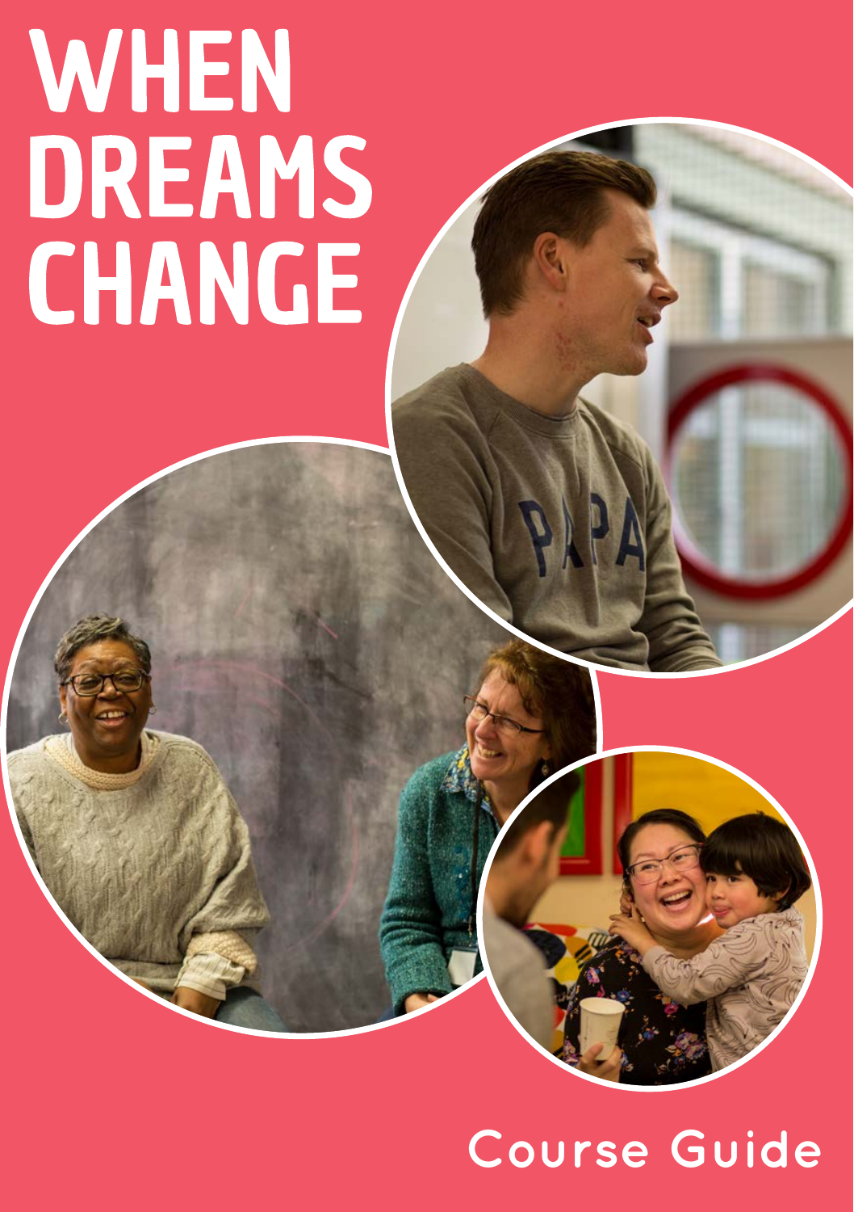# WHEN DREAMS CHANGE

Course Guide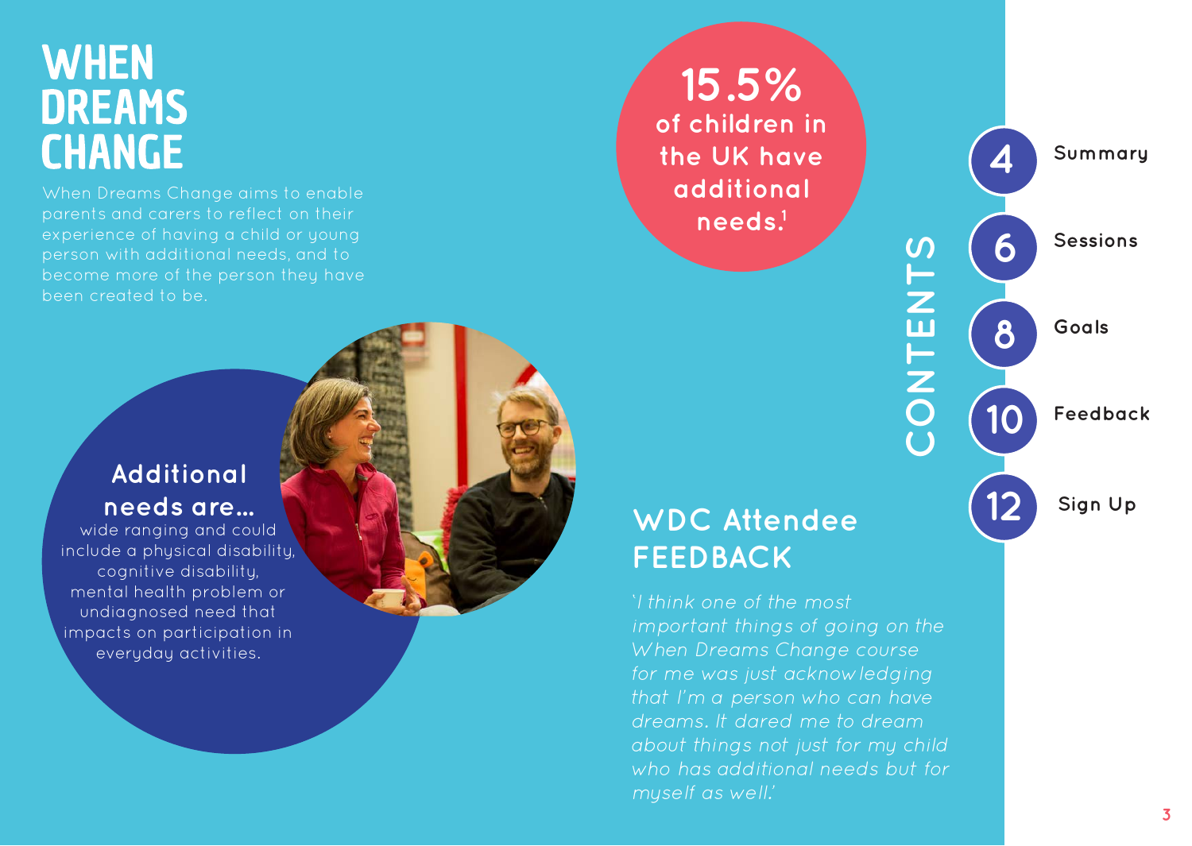# WHEN DREAMS CHANGE

When Dreams Change aims to enable parents and carers to reflect on their experience of having a child or young person with additional needs, and to become more of the person they have been created to be.

**15.5%** of children in the UK have additional needs.[1]

## CONTENTS

- 4 Summary
- 6 Sessions
- 8 Goals
- 10 Feedback
- 12 Sign Up

### Additional needs are...

wide ranging and could include a physical disability, cognitive disability, mental health problem or undiagnosed need that impacts on participation in everyday activities.

## WDC Attendee FEEDBACK

*'I think one of the most important things of going on the When Dreams Change course for me was just acknowledging that I'm a person who can have dreams. It dared me to dream about things not just for my child who has additional needs but for myself as well.'*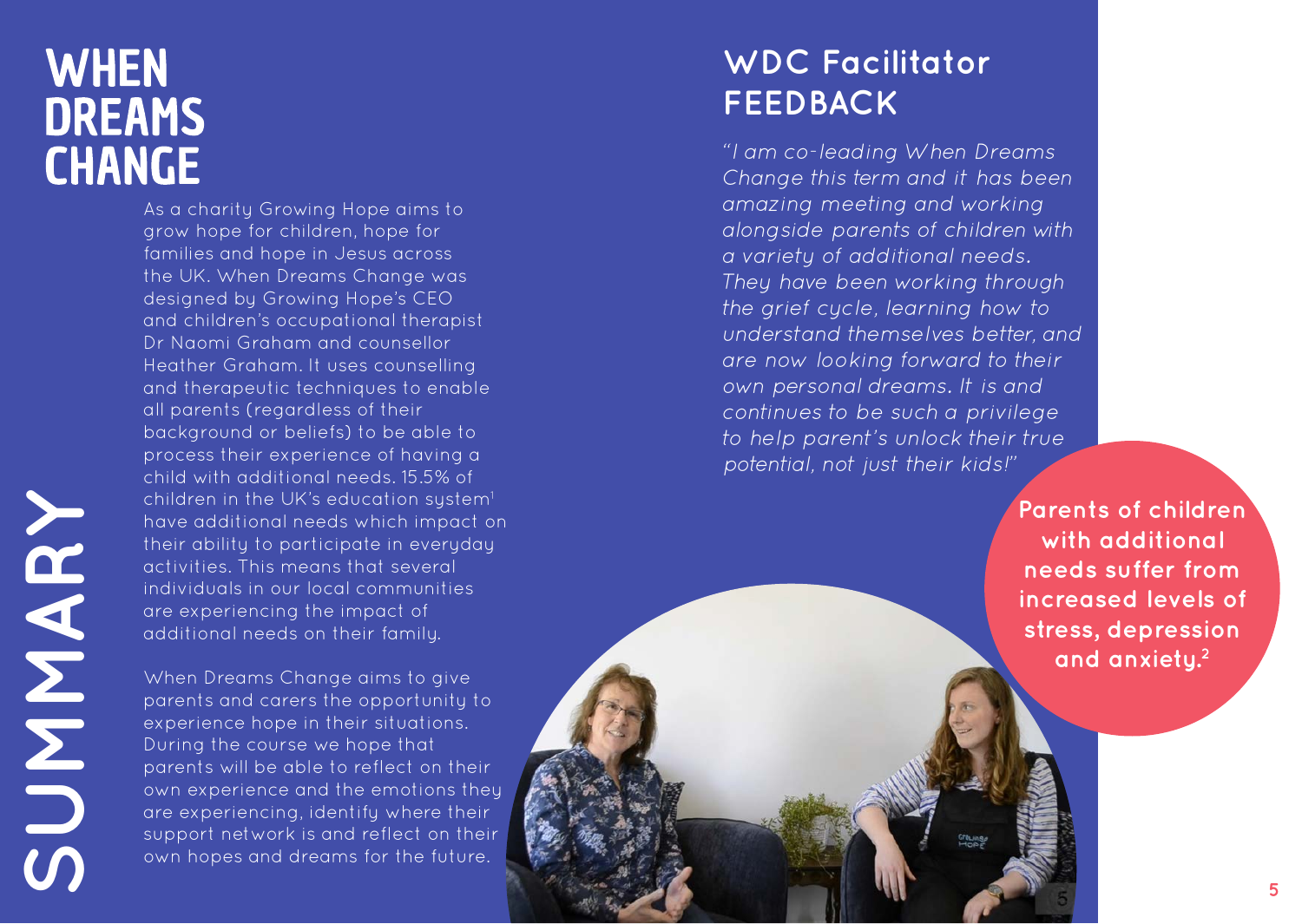# SUMMARY

## WHEN DREAMS CHANGE

As a charity Growing Hope aims to grow hope for children, hope for families and hope in Jesus across the UK. When Dreams Change was designed by Growing Hope's CEO and children's occupational therapist Dr Naomi Graham and counsellor Heather Graham. It uses counselling and therapeutic techniques to enable all parents (regardless of their background or beliefs) to be able to process their experience of having a child with additional needs. 15.5% of children in the UK's education system[1] have additional needs which impact on their ability to participate in everyday activities. This means that several individuals in our local communities are experiencing the impact of additional needs on their family.

When Dreams Change aims to give parents and carers the opportunity to experience hope in their situations. During the course we hope that parents will be able to reflect on their own experience and the emotions they are experiencing, identify where their support network is and reflect on their own hopes and dreams for the future.

## WDC Facilitator FEEDBACK

*"I am co-leading When Dreams Change this term and it has been amazing meeting and working alongside parents of children with a variety of additional needs. They have been working through the grief cycle, learning how to understand themselves better, and are now looking forward to their own personal dreams. It is and continues to be such a privilege to help parent's unlock their true potential, not just their kids!"*

**Parents of children with additional needs suffer from increased levels of stress, depression and anxiety.[2]**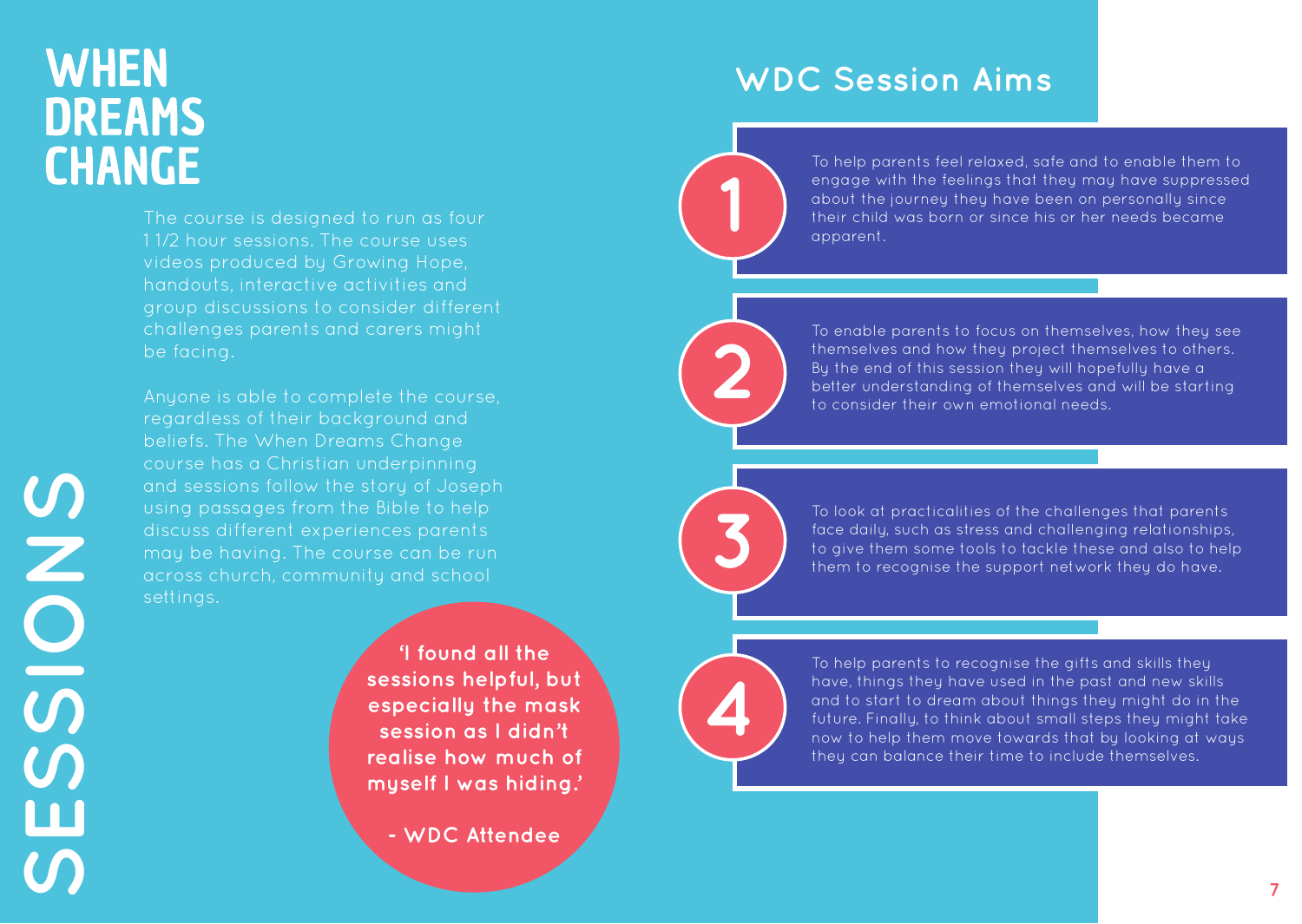# WHEN DREAMS CHANGE

# SESSIONS

The course is designed to run as four 1 1/2 hour sessions. The course uses videos produced by Growing Hope, handouts, interactive activities and group discussions to consider different challenges parents and carers might be facing.

Anyone is able to complete the course, regardless of their background and beliefs. The When Dreams Change course has a Christian underpinning and sessions follow the story of Joseph using passages from the Bible to help discuss different experiences parents may be having. The course can be run across church, community and school settings.

**'I found all the sessions helpful, but especially the mask session as I didn't realise how much of myself I was hiding.'**

**- WDC Attendee**

## WDC Session Aims

1. To help parents feel relaxed, safe and to enable them to engage with the feelings that they may have suppressed about the journey they have been on personally since their child was born or since his or her needs became apparent.

2. To enable parents to focus on themselves, how they see themselves and how they project themselves to others. By the end of this session they will hopefully have a better understanding of themselves and will be starting to consider their own emotional needs.

3. To look at practicalities of the challenges that parents face daily, such as stress and challenging relationships, to give them some tools to tackle these and also to help them to recognise the support network they do have.

4. To help parents to recognise the gifts and skills they have, things they have used in the past and new skills and to start to dream about things they might do in the future. Finally, to think about small steps they might take now to help them move towards that by looking at ways they can balance their time to include themselves.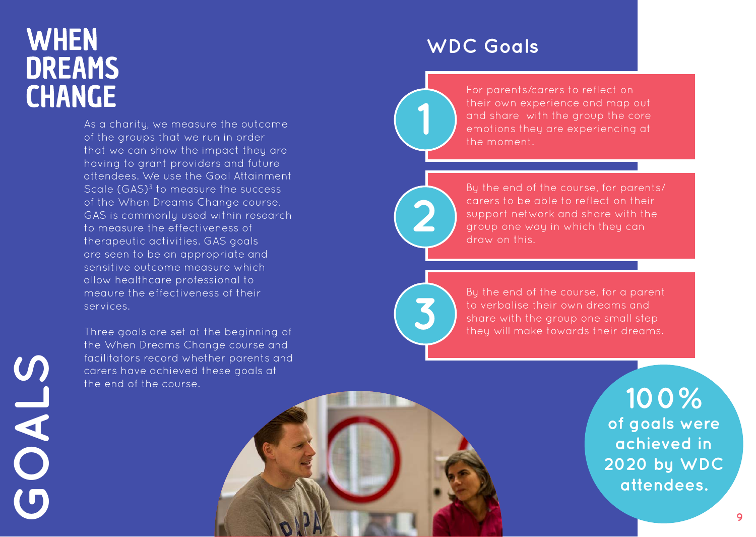# WHEN DREAMS CHANGE

# GOALS

As a charity, we measure the outcome of the groups that we run in order that we can show the impact they are having to grant providers and future attendees. We use the Goal Attainment Scale (GAS)[3] to measure the success of the When Dreams Change course. GAS is commonly used within research to measure the effectiveness of therapeutic activities. GAS goals are seen to be an appropriate and sensitive outcome measure which allow healthcare professional to meaure the effectiveness of their services.

Three goals are set at the beginning of the When Dreams Change course and facilitators record whether parents and carers have achieved these goals at the end of the course.

## WDC Goals

1. For parents/carers to reflect on their own experience and map out and share with the group the core emotions they are experiencing at the moment.
2. By the end of the course, for parents/carers to be able to reflect on their support network and share with the group one way in which they can draw on this.
3. By the end of the course, for a parent to verbalise their own dreams and share with the group one small step they will make towards their dreams.

**100% of goals were achieved in 2020 by WDC attendees.**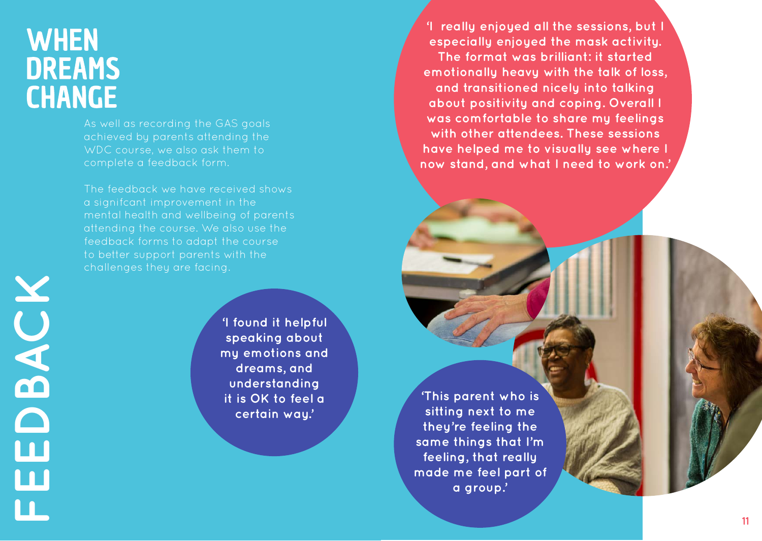# WHEN DREAMS CHANGE

## FEEDBACK

As well as recording the GAS goals achieved by parents attending the WDC course, we also ask them to complete a feedback form.

The feedback we have received shows a signifcant improvement in the mental health and wellbeing of parents attending the course. We also use the feedback forms to adapt the course to better support parents with the challenges they are facing.

**'I really enjoyed all the sessions, but I especially enjoyed the mask activity. The format was brilliant: it started emotionally heavy with the talk of loss, and transitioned nicely into talking about positivity and coping. Overall I was comfortable to share my feelings with other attendees. These sessions have helped me to visually see where I now stand, and what I need to work on.'**

**'I found it helpful speaking about my emotions and dreams, and understanding it is OK to feel a certain way.'**

**'This parent who is sitting next to me they're feeling the same things that I'm feeling, that really made me feel part of a group.'**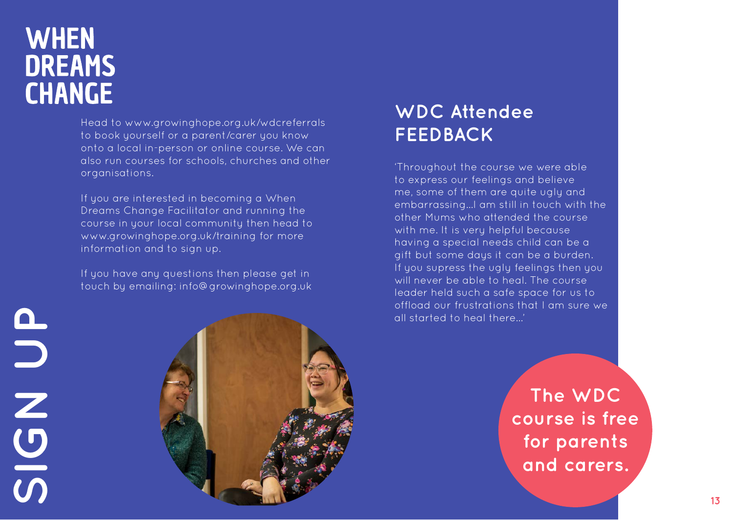# WHEN DREAMS CHANGE

# SIGN UP

Head to www.growinghope.org.uk/wdcreferrals to book yourself or a parent/carer you know onto a local in-person or online course. We can also run courses for schools, churches and other organisations.

If you are interested in becoming a When Dreams Change Facilitator and running the course in your local community then head to www.growinghope.org.uk/training for more information and to sign up.

If you have any questions then please get in touch by emailing: info@growinghope.org.uk

## WDC Attendee FEEDBACK

'Throughout the course we were able to express our feelings and believe me, some of them are quite ugly and embarrassing…I am still in touch with the other Mums who attended the course with me. It is very helpful because having a special needs child can be a gift but some days it can be a burden. If you supress the ugly feelings then you will never be able to heal. The course leader held such a safe space for us to offload our frustrations that I am sure we all started to heal there…'

**The WDC course is free for parents and carers.**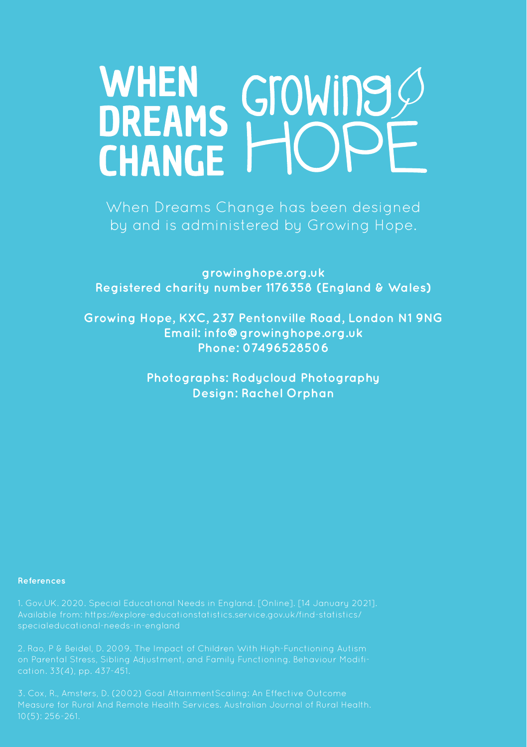# WHEN DREAMS CHANGE Growing HOPE

When Dreams Change has been designed by and is administered by Growing Hope.

**growinghope.org.uk**
**Registered charity number 1176358 (England & Wales)**

**Growing Hope, KXC, 237 Pentonville Road, London N1 9NG**
**Email: info@growinghope.org.uk**
**Phone: 07496528506**

**Photographs: Rodycloud Photography**
**Design: Rachel Orphan**

**References**

1. Gov.UK. 2020. Special Educational Needs in England. [Online]. [14 January 2021]. Available from: https://explore-educationstatistics.service.gov.uk/find-statistics/specialeducational-needs-in-england

2. Rao, P & Beidel, D. 2009. The Impact of Children With High-Functioning Autism on Parental Stress, Sibling Adjustment, and Family Functioning. Behaviour Modification. 33(4), pp. 437-451.

3. Cox, R., Amsters, D. (2002) Goal AttainmentScaling: An Effective Outcome Measure for Rural And Remote Health Services. Australian Journal of Rural Health. 10(5): 256-261.